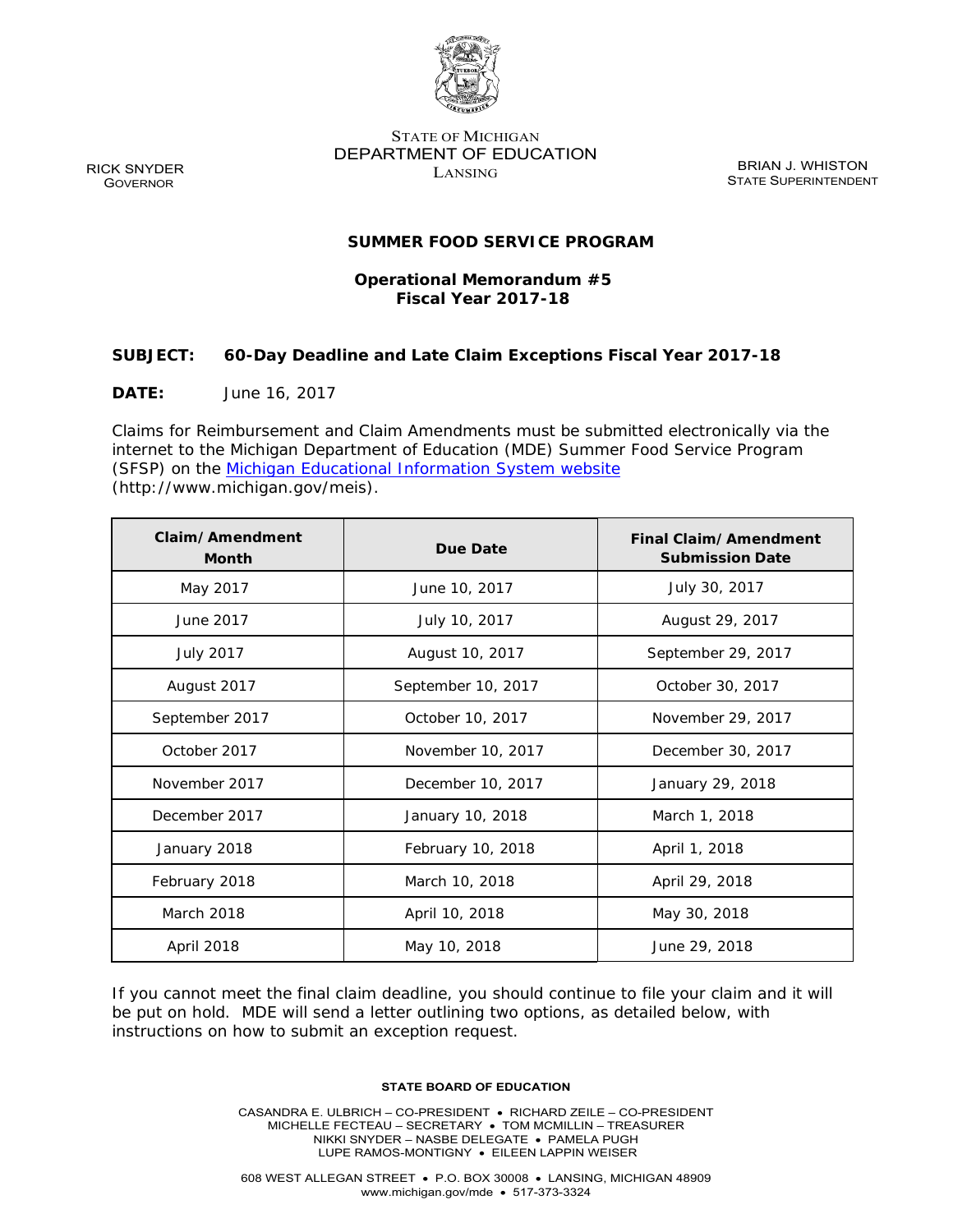STATE OF MICHIGAN
DEPARTMENT OF EDUCATION
LANSING

RICK SNYDER
GOVERNOR

BRIAN J. WHISTON
STATE SUPERINTENDENT

## SUMMER FOOD SERVICE PROGRAM

### Operational Memorandum #5
### Fiscal Year 2017-18

**SUBJECT:** **60-Day Deadline and Late Claim Exceptions Fiscal Year 2017-18**

**DATE:** June 16, 2017

Claims for Reimbursement and Claim Amendments must be submitted electronically via the internet to the Michigan Department of Education (MDE) Summer Food Service Program (SFSP) on the [Michigan Educational Information System website](http://www.michigan.gov/meis) (http://www.michigan.gov/meis).

| Claim/Amendment Month | Due Date | Final Claim/Amendment Submission Date |
|---|---|---|
| May 2017 | June 10, 2017 | July 30, 2017 |
| June 2017 | July 10, 2017 | August 29, 2017 |
| July 2017 | August 10, 2017 | September 29, 2017 |
| August 2017 | September 10, 2017 | October 30, 2017 |
| September 2017 | October 10, 2017 | November 29, 2017 |
| October 2017 | November 10, 2017 | December 30, 2017 |
| November 2017 | December 10, 2017 | January 29, 2018 |
| December 2017 | January 10, 2018 | March 1, 2018 |
| January 2018 | February 10, 2018 | April 1, 2018 |
| February 2018 | March 10, 2018 | April 29, 2018 |
| March 2018 | April 10, 2018 | May 30, 2018 |
| April 2018 | May 10, 2018 | June 29, 2018 |

If you cannot meet the final claim deadline, you should continue to file your claim and it will be put on hold. MDE will send a letter outlining two options, as detailed below, with instructions on how to submit an exception request.

**STATE BOARD OF EDUCATION**

CASANDRA E. ULBRICH – CO-PRESIDENT • RICHARD ZEILE – CO-PRESIDENT
MICHELLE FECTEAU – SECRETARY • TOM MCMILLIN – TREASURER
NIKKI SNYDER – NASBE DELEGATE • PAMELA PUGH
LUPE RAMOS-MONTIGNY • EILEEN LAPPIN WEISER

608 WEST ALLEGAN STREET • P.O. BOX 30008 • LANSING, MICHIGAN 48909
www.michigan.gov/mde • 517-373-3324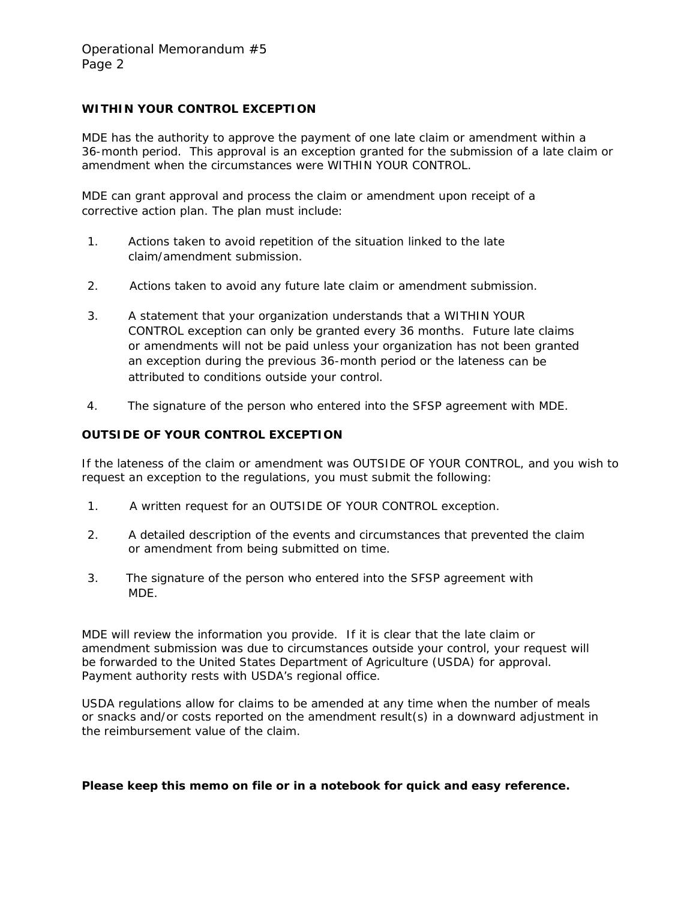## WITHIN YOUR CONTROL EXCEPTION

MDE has the authority to approve the payment of one late claim or amendment within a 36-month period. This approval is an exception granted for the submission of a late claim or amendment when the circumstances were WITHIN YOUR CONTROL.

MDE can grant approval and process the claim or amendment upon receipt of a corrective action plan. The plan must include:

1. Actions taken to avoid repetition of the situation linked to the late claim/amendment submission.

2. Actions taken to avoid any future late claim or amendment submission.

3. A statement that your organization understands that a WITHIN YOUR CONTROL exception can only be granted every 36 months. Future late claims or amendments will not be paid unless your organization has not been granted an exception during the previous 36-month period or the lateness can be attributed to conditions outside your control.

4. The signature of the person who entered into the SFSP agreement with MDE.

## OUTSIDE OF YOUR CONTROL EXCEPTION

If the lateness of the claim or amendment was OUTSIDE OF YOUR CONTROL, and you wish to request an exception to the regulations, you must submit the following:

1. A written request for an OUTSIDE OF YOUR CONTROL exception.

2. A detailed description of the events and circumstances that prevented the claim or amendment from being submitted on time.

3. The signature of the person who entered into the SFSP agreement with MDE.

MDE will review the information you provide. If it is clear that the late claim or amendment submission was due to circumstances outside your control, your request will be forwarded to the United States Department of Agriculture (USDA) for approval. Payment authority rests with USDA's regional office.

USDA regulations allow for claims to be amended at any time when the number of meals or snacks and/or costs reported on the amendment result(s) in a downward adjustment in the reimbursement value of the claim.

**Please keep this memo on file or in a notebook for quick and easy reference.**